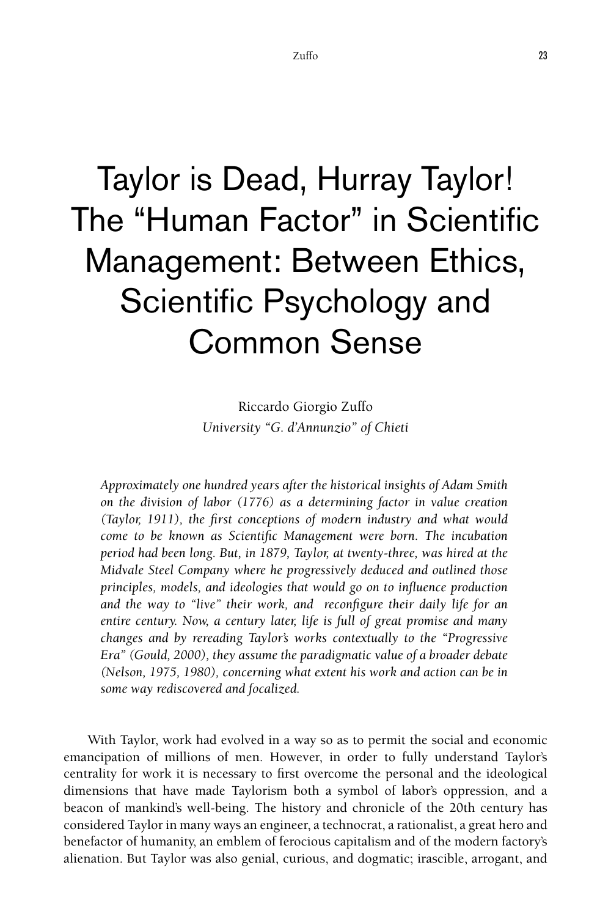# Taylor is Dead, Hurray Taylor! The "Human Factor" in Scientific Management: Between Ethics, Scientific Psychology and Common Sense

Riccardo Giorgio Zuffo
*University "G. d'Annunzio" of Chieti*

*Approximately one hundred years after the historical insights of Adam Smith on the division of labor (1776) as a determining factor in value creation (Taylor, 1911), the first conceptions of modern industry and what would come to be known as Scientific Management were born. The incubation period had been long. But, in 1879, Taylor, at twenty-three, was hired at the Midvale Steel Company where he progressively deduced and outlined those principles, models, and ideologies that would go on to influence production and the way to "live" their work, and reconfigure their daily life for an entire century. Now, a century later, life is full of great promise and many changes and by rereading Taylor's works contextually to the "Progressive Era" (Gould, 2000), they assume the paradigmatic value of a broader debate (Nelson, 1975, 1980), concerning what extent his work and action can be in some way rediscovered and focalized.*

With Taylor, work had evolved in a way so as to permit the social and economic emancipation of millions of men. However, in order to fully understand Taylor's centrality for work it is necessary to first overcome the personal and the ideological dimensions that have made Taylorism both a symbol of labor's oppression, and a beacon of mankind's well-being. The history and chronicle of the 20th century has considered Taylor in many ways an engineer, a technocrat, a rationalist, a great hero and benefactor of humanity, an emblem of ferocious capitalism and of the modern factory's alienation. But Taylor was also genial, curious, and dogmatic; irascible, arrogant, and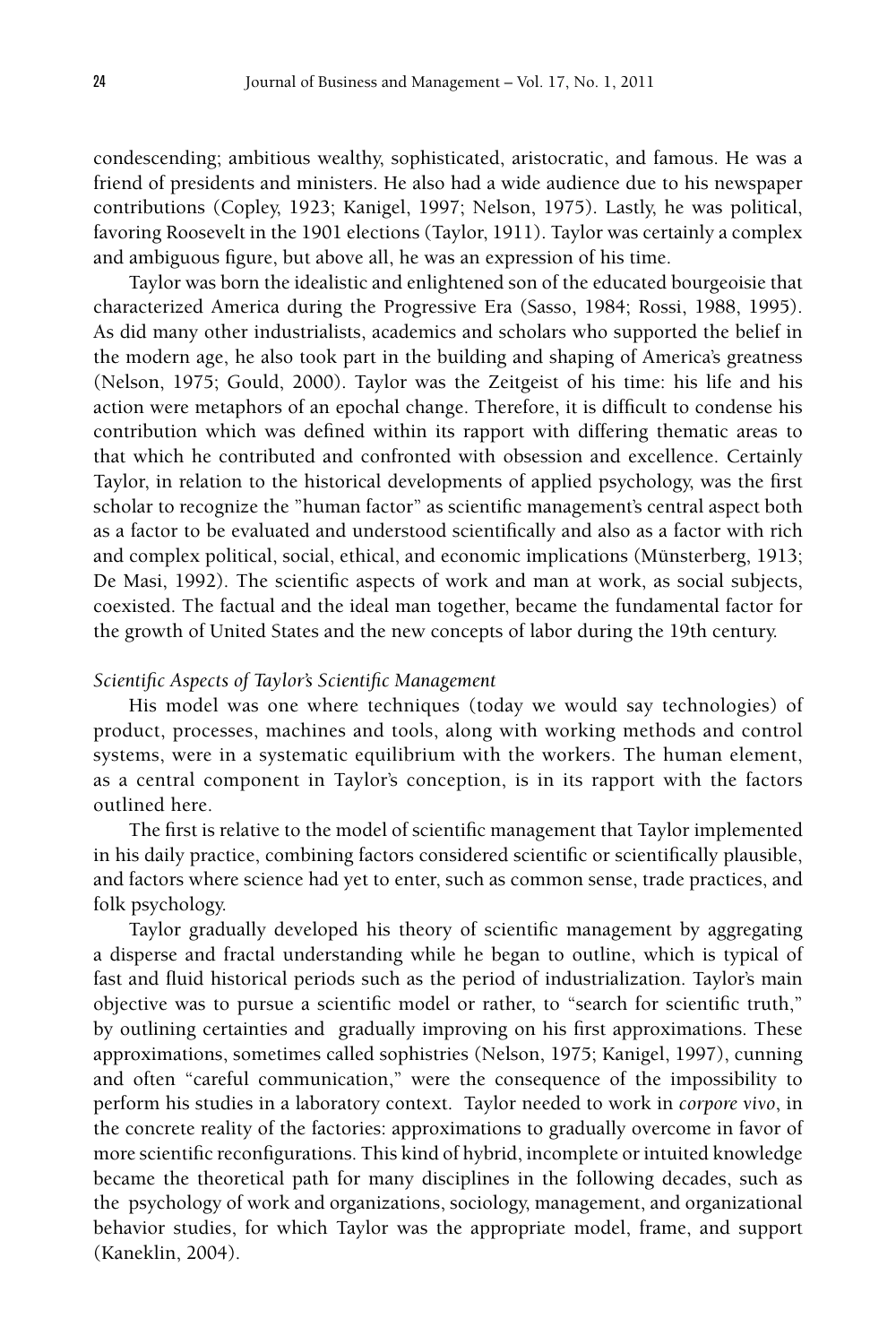condescending; ambitious wealthy, sophisticated, aristocratic, and famous. He was a friend of presidents and ministers. He also had a wide audience due to his newspaper contributions (Copley, 1923; Kanigel, 1997; Nelson, 1975). Lastly, he was political, favoring Roosevelt in the 1901 elections (Taylor, 1911). Taylor was certainly a complex and ambiguous figure, but above all, he was an expression of his time.

Taylor was born the idealistic and enlightened son of the educated bourgeoisie that characterized America during the Progressive Era (Sasso, 1984; Rossi, 1988, 1995). As did many other industrialists, academics and scholars who supported the belief in the modern age, he also took part in the building and shaping of America's greatness (Nelson, 1975; Gould, 2000). Taylor was the Zeitgeist of his time: his life and his action were metaphors of an epochal change. Therefore, it is difficult to condense his contribution which was defined within its rapport with differing thematic areas to that which he contributed and confronted with obsession and excellence. Certainly Taylor, in relation to the historical developments of applied psychology, was the first scholar to recognize the "human factor" as scientific management's central aspect both as a factor to be evaluated and understood scientifically and also as a factor with rich and complex political, social, ethical, and economic implications (Münsterberg, 1913; De Masi, 1992). The scientific aspects of work and man at work, as social subjects, coexisted. The factual and the ideal man together, became the fundamental factor for the growth of United States and the new concepts of labor during the 19th century.

*Scientific Aspects of Taylor's Scientific Management*

His model was one where techniques (today we would say technologies) of product, processes, machines and tools, along with working methods and control systems, were in a systematic equilibrium with the workers. The human element, as a central component in Taylor's conception, is in its rapport with the factors outlined here.

The first is relative to the model of scientific management that Taylor implemented in his daily practice, combining factors considered scientific or scientifically plausible, and factors where science had yet to enter, such as common sense, trade practices, and folk psychology.

Taylor gradually developed his theory of scientific management by aggregating a disperse and fractal understanding while he began to outline, which is typical of fast and fluid historical periods such as the period of industrialization. Taylor's main objective was to pursue a scientific model or rather, to "search for scientific truth," by outlining certainties and gradually improving on his first approximations. These approximations, sometimes called sophistries (Nelson, 1975; Kanigel, 1997), cunning and often "careful communication," were the consequence of the impossibility to perform his studies in a laboratory context. Taylor needed to work in *corpore vivo*, in the concrete reality of the factories: approximations to gradually overcome in favor of more scientific reconfigurations. This kind of hybrid, incomplete or intuited knowledge became the theoretical path for many disciplines in the following decades, such as the psychology of work and organizations, sociology, management, and organizational behavior studies, for which Taylor was the appropriate model, frame, and support (Kaneklin, 2004).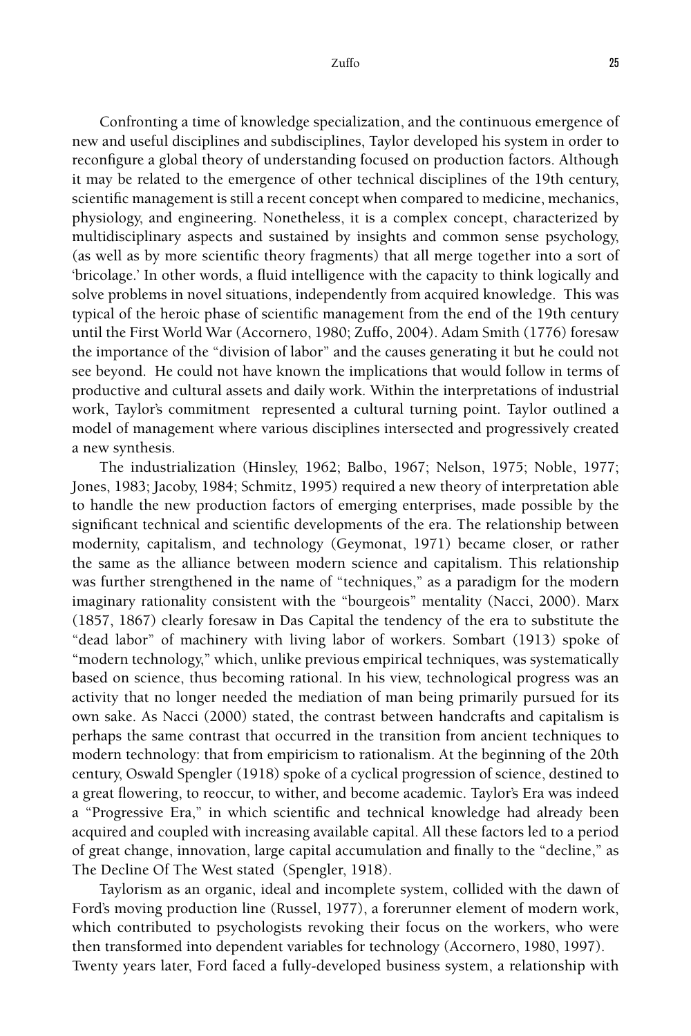Confronting a time of knowledge specialization, and the continuous emergence of new and useful disciplines and subdisciplines, Taylor developed his system in order to reconfigure a global theory of understanding focused on production factors. Although it may be related to the emergence of other technical disciplines of the 19th century, scientific management is still a recent concept when compared to medicine, mechanics, physiology, and engineering. Nonetheless, it is a complex concept, characterized by multidisciplinary aspects and sustained by insights and common sense psychology, (as well as by more scientific theory fragments) that all merge together into a sort of 'bricolage.' In other words, a fluid intelligence with the capacity to think logically and solve problems in novel situations, independently from acquired knowledge. This was typical of the heroic phase of scientific management from the end of the 19th century until the First World War (Accornero, 1980; Zuffo, 2004). Adam Smith (1776) foresaw the importance of the "division of labor" and the causes generating it but he could not see beyond. He could not have known the implications that would follow in terms of productive and cultural assets and daily work. Within the interpretations of industrial work, Taylor's commitment represented a cultural turning point. Taylor outlined a model of management where various disciplines intersected and progressively created a new synthesis.

The industrialization (Hinsley, 1962; Balbo, 1967; Nelson, 1975; Noble, 1977; Jones, 1983; Jacoby, 1984; Schmitz, 1995) required a new theory of interpretation able to handle the new production factors of emerging enterprises, made possible by the significant technical and scientific developments of the era. The relationship between modernity, capitalism, and technology (Geymonat, 1971) became closer, or rather the same as the alliance between modern science and capitalism. This relationship was further strengthened in the name of "techniques," as a paradigm for the modern imaginary rationality consistent with the "bourgeois" mentality (Nacci, 2000). Marx (1857, 1867) clearly foresaw in Das Capital the tendency of the era to substitute the "dead labor" of machinery with living labor of workers. Sombart (1913) spoke of "modern technology," which, unlike previous empirical techniques, was systematically based on science, thus becoming rational. In his view, technological progress was an activity that no longer needed the mediation of man being primarily pursued for its own sake. As Nacci (2000) stated, the contrast between handcrafts and capitalism is perhaps the same contrast that occurred in the transition from ancient techniques to modern technology: that from empiricism to rationalism. At the beginning of the 20th century, Oswald Spengler (1918) spoke of a cyclical progression of science, destined to a great flowering, to reoccur, to wither, and become academic. Taylor's Era was indeed a "Progressive Era," in which scientific and technical knowledge had already been acquired and coupled with increasing available capital. All these factors led to a period of great change, innovation, large capital accumulation and finally to the "decline," as The Decline Of The West stated (Spengler, 1918).

Taylorism as an organic, ideal and incomplete system, collided with the dawn of Ford's moving production line (Russel, 1977), a forerunner element of modern work, which contributed to psychologists revoking their focus on the workers, who were then transformed into dependent variables for technology (Accornero, 1980, 1997). Twenty years later, Ford faced a fully-developed business system, a relationship with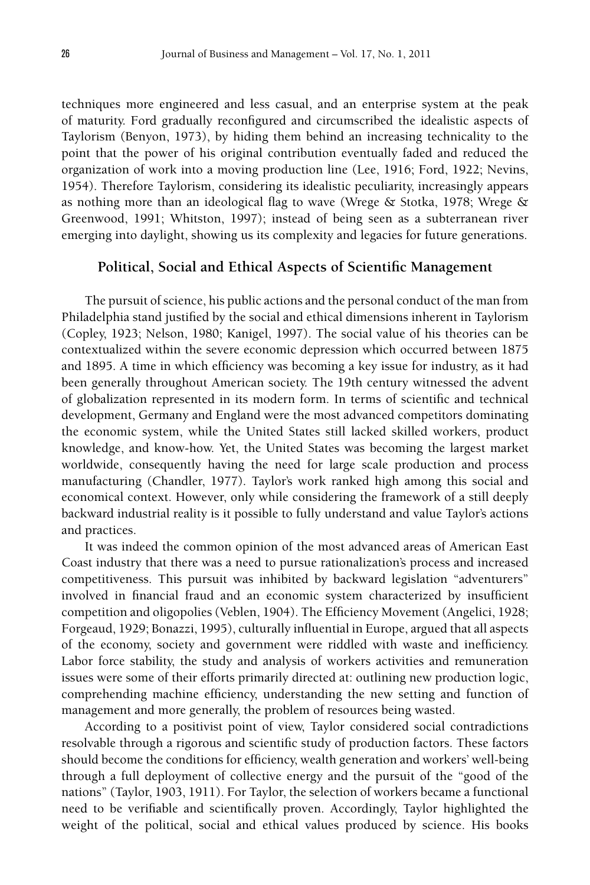techniques more engineered and less casual, and an enterprise system at the peak of maturity. Ford gradually reconfigured and circumscribed the idealistic aspects of Taylorism (Benyon, 1973), by hiding them behind an increasing technicality to the point that the power of his original contribution eventually faded and reduced the organization of work into a moving production line (Lee, 1916; Ford, 1922; Nevins, 1954). Therefore Taylorism, considering its idealistic peculiarity, increasingly appears as nothing more than an ideological flag to wave (Wrege & Stotka, 1978; Wrege & Greenwood, 1991; Whitston, 1997); instead of being seen as a subterranean river emerging into daylight, showing us its complexity and legacies for future generations.

## Political, Social and Ethical Aspects of Scientific Management

The pursuit of science, his public actions and the personal conduct of the man from Philadelphia stand justified by the social and ethical dimensions inherent in Taylorism (Copley, 1923; Nelson, 1980; Kanigel, 1997). The social value of his theories can be contextualized within the severe economic depression which occurred between 1875 and 1895. A time in which efficiency was becoming a key issue for industry, as it had been generally throughout American society. The 19th century witnessed the advent of globalization represented in its modern form. In terms of scientific and technical development, Germany and England were the most advanced competitors dominating the economic system, while the United States still lacked skilled workers, product knowledge, and know-how. Yet, the United States was becoming the largest market worldwide, consequently having the need for large scale production and process manufacturing (Chandler, 1977). Taylor's work ranked high among this social and economical context. However, only while considering the framework of a still deeply backward industrial reality is it possible to fully understand and value Taylor's actions and practices.

It was indeed the common opinion of the most advanced areas of American East Coast industry that there was a need to pursue rationalization's process and increased competitiveness. This pursuit was inhibited by backward legislation "adventurers" involved in financial fraud and an economic system characterized by insufficient competition and oligopolies (Veblen, 1904). The Efficiency Movement (Angelici, 1928; Forgeaud, 1929; Bonazzi, 1995), culturally influential in Europe, argued that all aspects of the economy, society and government were riddled with waste and inefficiency. Labor force stability, the study and analysis of workers activities and remuneration issues were some of their efforts primarily directed at: outlining new production logic, comprehending machine efficiency, understanding the new setting and function of management and more generally, the problem of resources being wasted.

According to a positivist point of view, Taylor considered social contradictions resolvable through a rigorous and scientific study of production factors. These factors should become the conditions for efficiency, wealth generation and workers' well-being through a full deployment of collective energy and the pursuit of the "good of the nations" (Taylor, 1903, 1911). For Taylor, the selection of workers became a functional need to be verifiable and scientifically proven. Accordingly, Taylor highlighted the weight of the political, social and ethical values produced by science. His books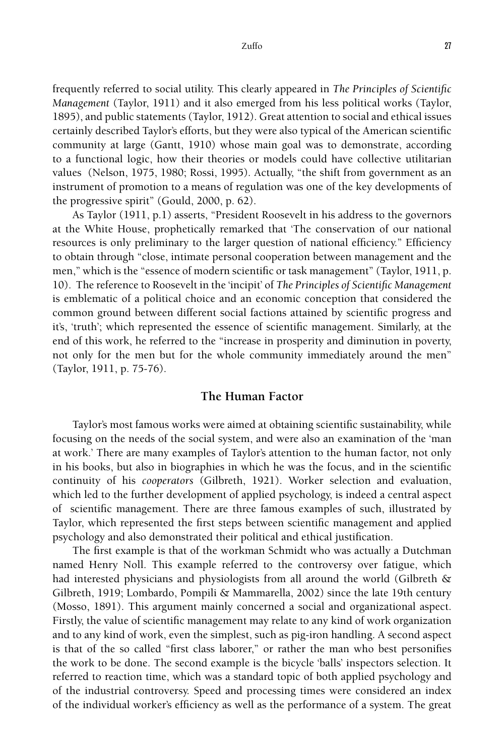frequently referred to social utility. This clearly appeared in *The Principles of Scientific Management* (Taylor, 1911) and it also emerged from his less political works (Taylor, 1895), and public statements (Taylor, 1912). Great attention to social and ethical issues certainly described Taylor's efforts, but they were also typical of the American scientific community at large (Gantt, 1910) whose main goal was to demonstrate, according to a functional logic, how their theories or models could have collective utilitarian values (Nelson, 1975, 1980; Rossi, 1995). Actually, "the shift from government as an instrument of promotion to a means of regulation was one of the key developments of the progressive spirit" (Gould, 2000, p. 62).

As Taylor (1911, p.1) asserts, "President Roosevelt in his address to the governors at the White House, prophetically remarked that 'The conservation of our national resources is only preliminary to the larger question of national efficiency." Efficiency to obtain through "close, intimate personal cooperation between management and the men," which is the "essence of modern scientific or task management" (Taylor, 1911, p. 10). The reference to Roosevelt in the 'incipit' of *The Principles of Scientific Management* is emblematic of a political choice and an economic conception that considered the common ground between different social factions attained by scientific progress and it's, 'truth'; which represented the essence of scientific management. Similarly, at the end of this work, he referred to the "increase in prosperity and diminution in poverty, not only for the men but for the whole community immediately around the men" (Taylor, 1911, p. 75-76).

## The Human Factor

Taylor's most famous works were aimed at obtaining scientific sustainability, while focusing on the needs of the social system, and were also an examination of the 'man at work.' There are many examples of Taylor's attention to the human factor, not only in his books, but also in biographies in which he was the focus, and in the scientific continuity of his *cooperators* (Gilbreth, 1921). Worker selection and evaluation, which led to the further development of applied psychology, is indeed a central aspect of scientific management. There are three famous examples of such, illustrated by Taylor, which represented the first steps between scientific management and applied psychology and also demonstrated their political and ethical justification.

The first example is that of the workman Schmidt who was actually a Dutchman named Henry Noll. This example referred to the controversy over fatigue, which had interested physicians and physiologists from all around the world (Gilbreth & Gilbreth, 1919; Lombardo, Pompili & Mammarella, 2002) since the late 19th century (Mosso, 1891). This argument mainly concerned a social and organizational aspect. Firstly, the value of scientific management may relate to any kind of work organization and to any kind of work, even the simplest, such as pig-iron handling. A second aspect is that of the so called "first class laborer," or rather the man who best personifies the work to be done. The second example is the bicycle 'balls' inspectors selection. It referred to reaction time, which was a standard topic of both applied psychology and of the industrial controversy. Speed and processing times were considered an index of the individual worker's efficiency as well as the performance of a system. The great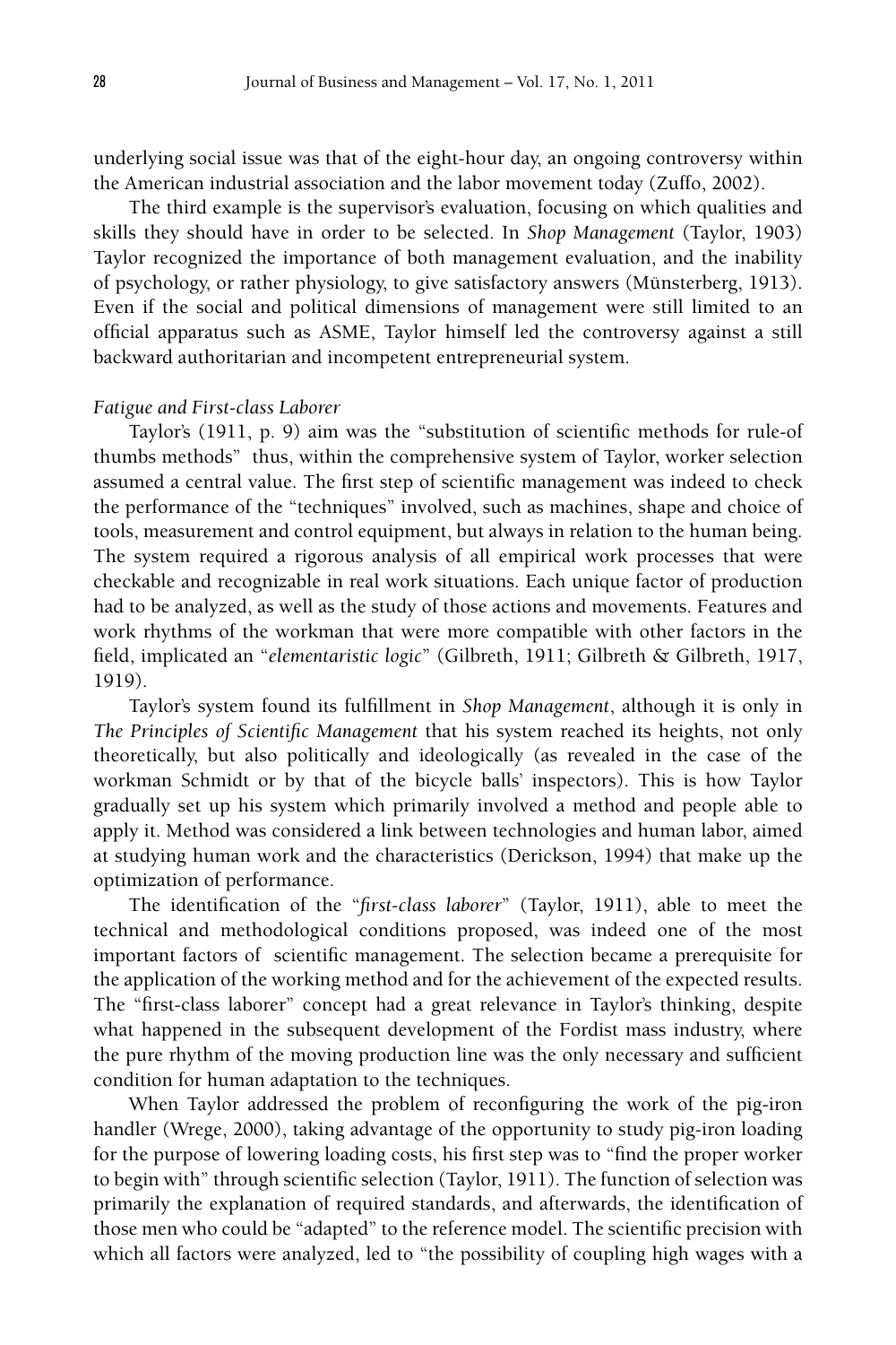underlying social issue was that of the eight-hour day, an ongoing controversy within the American industrial association and the labor movement today (Zuffo, 2002).

The third example is the supervisor's evaluation, focusing on which qualities and skills they should have in order to be selected. In *Shop Management* (Taylor, 1903) Taylor recognized the importance of both management evaluation, and the inability of psychology, or rather physiology, to give satisfactory answers (Münsterberg, 1913). Even if the social and political dimensions of management were still limited to an official apparatus such as ASME, Taylor himself led the controversy against a still backward authoritarian and incompetent entrepreneurial system.

### *Fatigue and First-class Laborer*

Taylor's (1911, p. 9) aim was the "substitution of scientific methods for rule-of thumbs methods" thus, within the comprehensive system of Taylor, worker selection assumed a central value. The first step of scientific management was indeed to check the performance of the "techniques" involved, such as machines, shape and choice of tools, measurement and control equipment, but always in relation to the human being. The system required a rigorous analysis of all empirical work processes that were checkable and recognizable in real work situations. Each unique factor of production had to be analyzed, as well as the study of those actions and movements. Features and work rhythms of the workman that were more compatible with other factors in the field, implicated an "*elementaristic logic*" (Gilbreth, 1911; Gilbreth & Gilbreth, 1917, 1919).

Taylor's system found its fulfillment in *Shop Management*, although it is only in *The Principles of Scientific Management* that his system reached its heights, not only theoretically, but also politically and ideologically (as revealed in the case of the workman Schmidt or by that of the bicycle balls' inspectors). This is how Taylor gradually set up his system which primarily involved a method and people able to apply it. Method was considered a link between technologies and human labor, aimed at studying human work and the characteristics (Derickson, 1994) that make up the optimization of performance.

The identification of the "*first-class laborer*" (Taylor, 1911), able to meet the technical and methodological conditions proposed, was indeed one of the most important factors of scientific management. The selection became a prerequisite for the application of the working method and for the achievement of the expected results. The "first-class laborer" concept had a great relevance in Taylor's thinking, despite what happened in the subsequent development of the Fordist mass industry, where the pure rhythm of the moving production line was the only necessary and sufficient condition for human adaptation to the techniques.

When Taylor addressed the problem of reconfiguring the work of the pig-iron handler (Wrege, 2000), taking advantage of the opportunity to study pig-iron loading for the purpose of lowering loading costs, his first step was to "find the proper worker to begin with" through scientific selection (Taylor, 1911). The function of selection was primarily the explanation of required standards, and afterwards, the identification of those men who could be "adapted" to the reference model. The scientific precision with which all factors were analyzed, led to "the possibility of coupling high wages with a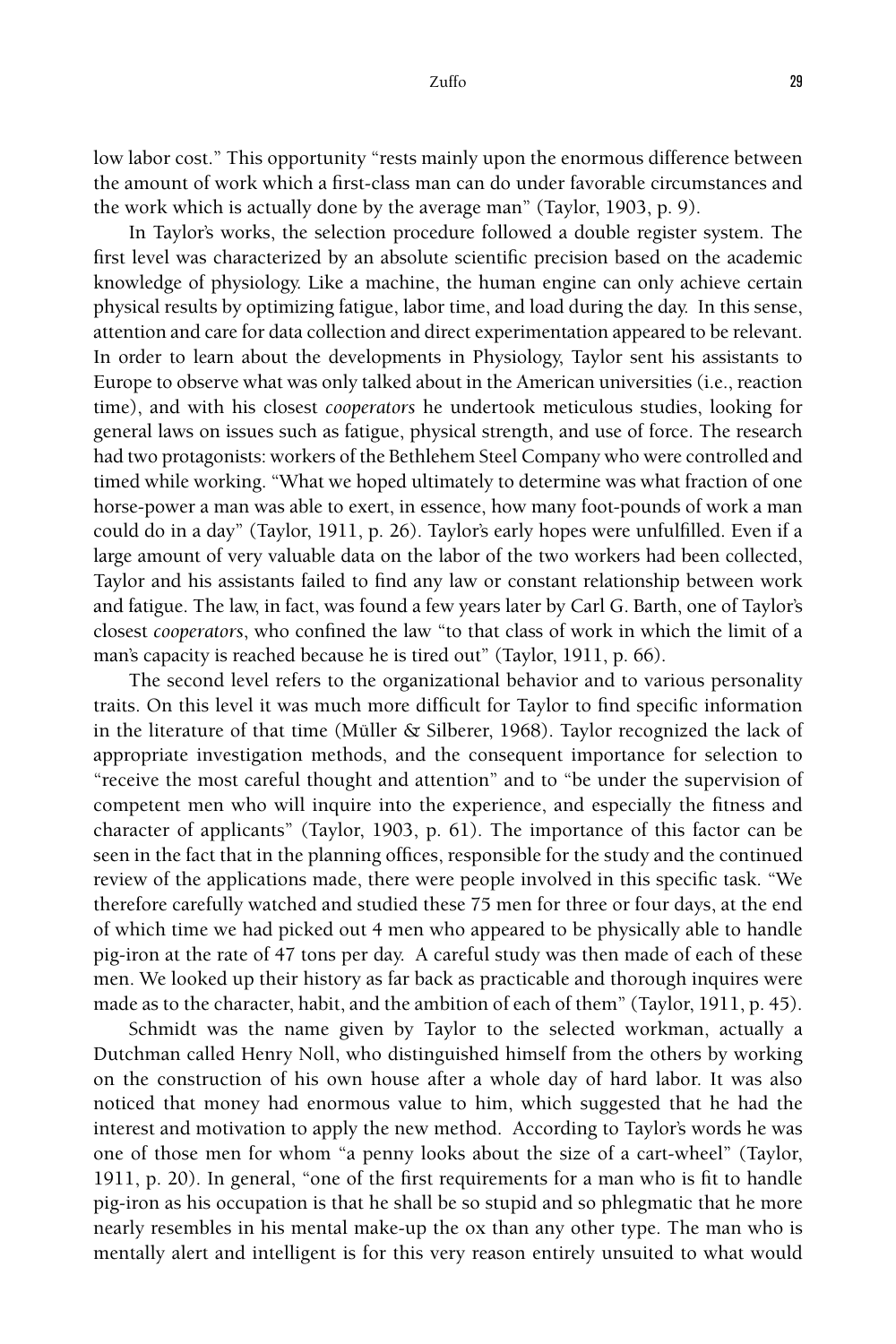low labor cost." This opportunity "rests mainly upon the enormous difference between the amount of work which a first-class man can do under favorable circumstances and the work which is actually done by the average man" (Taylor, 1903, p. 9).

In Taylor's works, the selection procedure followed a double register system. The first level was characterized by an absolute scientific precision based on the academic knowledge of physiology. Like a machine, the human engine can only achieve certain physical results by optimizing fatigue, labor time, and load during the day. In this sense, attention and care for data collection and direct experimentation appeared to be relevant. In order to learn about the developments in Physiology, Taylor sent his assistants to Europe to observe what was only talked about in the American universities (i.e., reaction time), and with his closest *cooperators* he undertook meticulous studies, looking for general laws on issues such as fatigue, physical strength, and use of force. The research had two protagonists: workers of the Bethlehem Steel Company who were controlled and timed while working. "What we hoped ultimately to determine was what fraction of one horse-power a man was able to exert, in essence, how many foot-pounds of work a man could do in a day" (Taylor, 1911, p. 26). Taylor's early hopes were unfulfilled. Even if a large amount of very valuable data on the labor of the two workers had been collected, Taylor and his assistants failed to find any law or constant relationship between work and fatigue. The law, in fact, was found a few years later by Carl G. Barth, one of Taylor's closest *cooperators*, who confined the law "to that class of work in which the limit of a man's capacity is reached because he is tired out" (Taylor, 1911, p. 66).

The second level refers to the organizational behavior and to various personality traits. On this level it was much more difficult for Taylor to find specific information in the literature of that time (Müller & Silberer, 1968). Taylor recognized the lack of appropriate investigation methods, and the consequent importance for selection to "receive the most careful thought and attention" and to "be under the supervision of competent men who will inquire into the experience, and especially the fitness and character of applicants" (Taylor, 1903, p. 61). The importance of this factor can be seen in the fact that in the planning offices, responsible for the study and the continued review of the applications made, there were people involved in this specific task. "We therefore carefully watched and studied these 75 men for three or four days, at the end of which time we had picked out 4 men who appeared to be physically able to handle pig-iron at the rate of 47 tons per day. A careful study was then made of each of these men. We looked up their history as far back as practicable and thorough inquires were made as to the character, habit, and the ambition of each of them" (Taylor, 1911, p. 45).

Schmidt was the name given by Taylor to the selected workman, actually a Dutchman called Henry Noll, who distinguished himself from the others by working on the construction of his own house after a whole day of hard labor. It was also noticed that money had enormous value to him, which suggested that he had the interest and motivation to apply the new method. According to Taylor's words he was one of those men for whom "a penny looks about the size of a cart-wheel" (Taylor, 1911, p. 20). In general, "one of the first requirements for a man who is fit to handle pig-iron as his occupation is that he shall be so stupid and so phlegmatic that he more nearly resembles in his mental make-up the ox than any other type. The man who is mentally alert and intelligent is for this very reason entirely unsuited to what would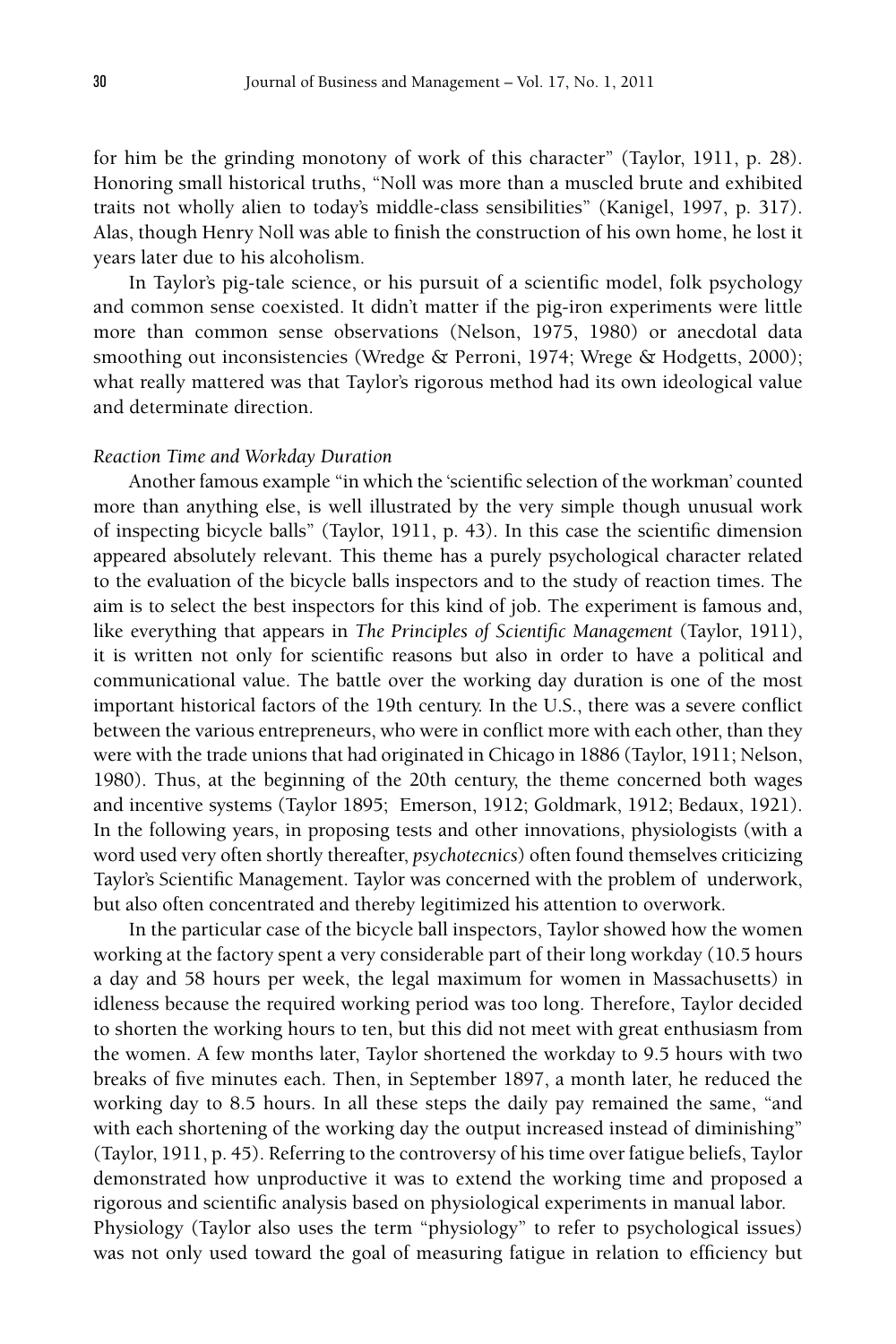for him be the grinding monotony of work of this character" (Taylor, 1911, p. 28). Honoring small historical truths, "Noll was more than a muscled brute and exhibited traits not wholly alien to today's middle-class sensibilities" (Kanigel, 1997, p. 317). Alas, though Henry Noll was able to finish the construction of his own home, he lost it years later due to his alcoholism.

In Taylor's pig-tale science, or his pursuit of a scientific model, folk psychology and common sense coexisted. It didn't matter if the pig-iron experiments were little more than common sense observations (Nelson, 1975, 1980) or anecdotal data smoothing out inconsistencies (Wredge & Perroni, 1974; Wrege & Hodgetts, 2000); what really mattered was that Taylor's rigorous method had its own ideological value and determinate direction.

### *Reaction Time and Workday Duration*

Another famous example "in which the 'scientific selection of the workman' counted more than anything else, is well illustrated by the very simple though unusual work of inspecting bicycle balls" (Taylor, 1911, p. 43). In this case the scientific dimension appeared absolutely relevant. This theme has a purely psychological character related to the evaluation of the bicycle balls inspectors and to the study of reaction times. The aim is to select the best inspectors for this kind of job. The experiment is famous and, like everything that appears in *The Principles of Scientific Management* (Taylor, 1911), it is written not only for scientific reasons but also in order to have a political and communicational value. The battle over the working day duration is one of the most important historical factors of the 19th century. In the U.S., there was a severe conflict between the various entrepreneurs, who were in conflict more with each other, than they were with the trade unions that had originated in Chicago in 1886 (Taylor, 1911; Nelson, 1980). Thus, at the beginning of the 20th century, the theme concerned both wages and incentive systems (Taylor 1895; Emerson, 1912; Goldmark, 1912; Bedaux, 1921). In the following years, in proposing tests and other innovations, physiologists (with a word used very often shortly thereafter, *psychotecnics*) often found themselves criticizing Taylor's Scientific Management. Taylor was concerned with the problem of underwork, but also often concentrated and thereby legitimized his attention to overwork.

In the particular case of the bicycle ball inspectors, Taylor showed how the women working at the factory spent a very considerable part of their long workday (10.5 hours a day and 58 hours per week, the legal maximum for women in Massachusetts) in idleness because the required working period was too long. Therefore, Taylor decided to shorten the working hours to ten, but this did not meet with great enthusiasm from the women. A few months later, Taylor shortened the workday to 9.5 hours with two breaks of five minutes each. Then, in September 1897, a month later, he reduced the working day to 8.5 hours. In all these steps the daily pay remained the same, "and with each shortening of the working day the output increased instead of diminishing" (Taylor, 1911, p. 45). Referring to the controversy of his time over fatigue beliefs, Taylor demonstrated how unproductive it was to extend the working time and proposed a rigorous and scientific analysis based on physiological experiments in manual labor. Physiology (Taylor also uses the term "physiology" to refer to psychological issues) was not only used toward the goal of measuring fatigue in relation to efficiency but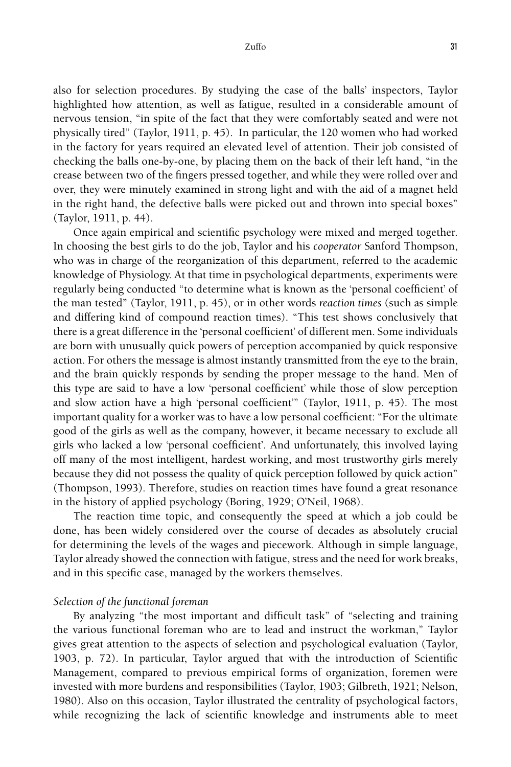also for selection procedures. By studying the case of the balls' inspectors, Taylor highlighted how attention, as well as fatigue, resulted in a considerable amount of nervous tension, "in spite of the fact that they were comfortably seated and were not physically tired" (Taylor, 1911, p. 45). In particular, the 120 women who had worked in the factory for years required an elevated level of attention. Their job consisted of checking the balls one-by-one, by placing them on the back of their left hand, "in the crease between two of the fingers pressed together, and while they were rolled over and over, they were minutely examined in strong light and with the aid of a magnet held in the right hand, the defective balls were picked out and thrown into special boxes" (Taylor, 1911, p. 44).

Once again empirical and scientific psychology were mixed and merged together. In choosing the best girls to do the job, Taylor and his *cooperator* Sanford Thompson, who was in charge of the reorganization of this department, referred to the academic knowledge of Physiology. At that time in psychological departments, experiments were regularly being conducted "to determine what is known as the 'personal coefficient' of the man tested" (Taylor, 1911, p. 45), or in other words *reaction times* (such as simple and differing kind of compound reaction times). "This test shows conclusively that there is a great difference in the 'personal coefficient' of different men. Some individuals are born with unusually quick powers of perception accompanied by quick responsive action. For others the message is almost instantly transmitted from the eye to the brain, and the brain quickly responds by sending the proper message to the hand. Men of this type are said to have a low 'personal coefficient' while those of slow perception and slow action have a high 'personal coefficient'" (Taylor, 1911, p. 45). The most important quality for a worker was to have a low personal coefficient: "For the ultimate good of the girls as well as the company, however, it became necessary to exclude all girls who lacked a low 'personal coefficient'. And unfortunately, this involved laying off many of the most intelligent, hardest working, and most trustworthy girls merely because they did not possess the quality of quick perception followed by quick action" (Thompson, 1993). Therefore, studies on reaction times have found a great resonance in the history of applied psychology (Boring, 1929; O'Neil, 1968).

The reaction time topic, and consequently the speed at which a job could be done, has been widely considered over the course of decades as absolutely crucial for determining the levels of the wages and piecework. Although in simple language, Taylor already showed the connection with fatigue, stress and the need for work breaks, and in this specific case, managed by the workers themselves.

*Selection of the functional foreman*

By analyzing "the most important and difficult task" of "selecting and training the various functional foreman who are to lead and instruct the workman," Taylor gives great attention to the aspects of selection and psychological evaluation (Taylor, 1903, p. 72). In particular, Taylor argued that with the introduction of Scientific Management, compared to previous empirical forms of organization, foremen were invested with more burdens and responsibilities (Taylor, 1903; Gilbreth, 1921; Nelson, 1980). Also on this occasion, Taylor illustrated the centrality of psychological factors, while recognizing the lack of scientific knowledge and instruments able to meet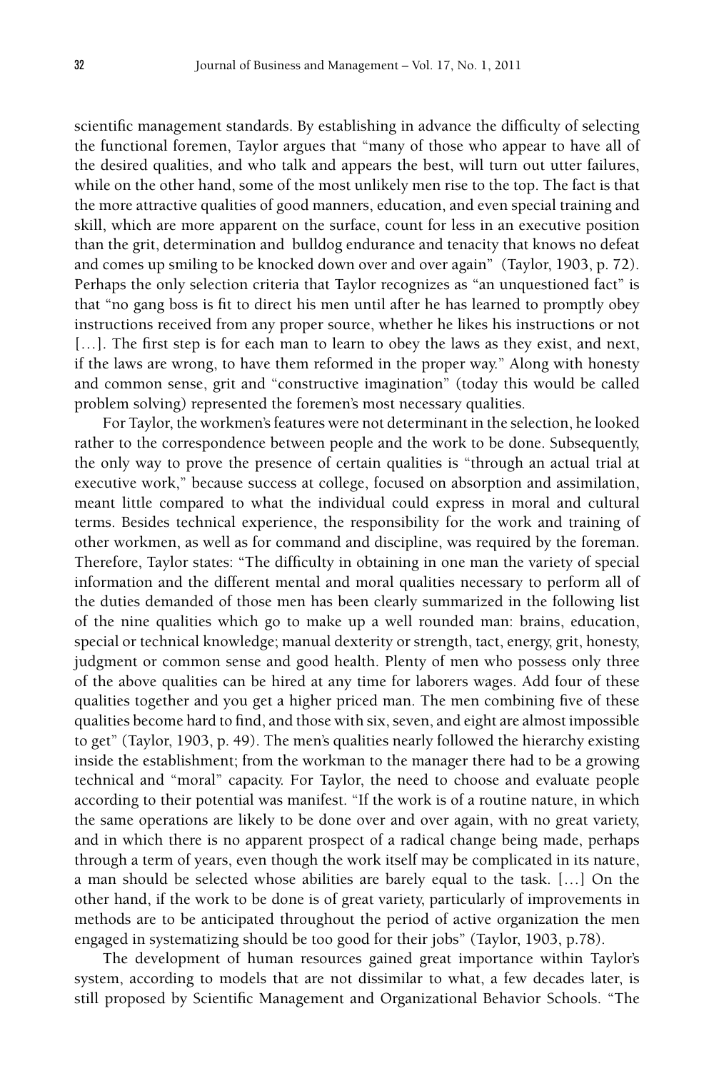scientific management standards. By establishing in advance the difficulty of selecting the functional foremen, Taylor argues that "many of those who appear to have all of the desired qualities, and who talk and appears the best, will turn out utter failures, while on the other hand, some of the most unlikely men rise to the top. The fact is that the more attractive qualities of good manners, education, and even special training and skill, which are more apparent on the surface, count for less in an executive position than the grit, determination and bulldog endurance and tenacity that knows no defeat and comes up smiling to be knocked down over and over again" (Taylor, 1903, p. 72). Perhaps the only selection criteria that Taylor recognizes as "an unquestioned fact" is that "no gang boss is fit to direct his men until after he has learned to promptly obey instructions received from any proper source, whether he likes his instructions or not [...]. The first step is for each man to learn to obey the laws as they exist, and next, if the laws are wrong, to have them reformed in the proper way." Along with honesty and common sense, grit and "constructive imagination" (today this would be called problem solving) represented the foremen's most necessary qualities.

For Taylor, the workmen's features were not determinant in the selection, he looked rather to the correspondence between people and the work to be done. Subsequently, the only way to prove the presence of certain qualities is "through an actual trial at executive work," because success at college, focused on absorption and assimilation, meant little compared to what the individual could express in moral and cultural terms. Besides technical experience, the responsibility for the work and training of other workmen, as well as for command and discipline, was required by the foreman. Therefore, Taylor states: "The difficulty in obtaining in one man the variety of special information and the different mental and moral qualities necessary to perform all of the duties demanded of those men has been clearly summarized in the following list of the nine qualities which go to make up a well rounded man: brains, education, special or technical knowledge; manual dexterity or strength, tact, energy, grit, honesty, judgment or common sense and good health. Plenty of men who possess only three of the above qualities can be hired at any time for laborers wages. Add four of these qualities together and you get a higher priced man. The men combining five of these qualities become hard to find, and those with six, seven, and eight are almost impossible to get" (Taylor, 1903, p. 49). The men's qualities nearly followed the hierarchy existing inside the establishment; from the workman to the manager there had to be a growing technical and "moral" capacity. For Taylor, the need to choose and evaluate people according to their potential was manifest. "If the work is of a routine nature, in which the same operations are likely to be done over and over again, with no great variety, and in which there is no apparent prospect of a radical change being made, perhaps through a term of years, even though the work itself may be complicated in its nature, a man should be selected whose abilities are barely equal to the task. [...] On the other hand, if the work to be done is of great variety, particularly of improvements in methods are to be anticipated throughout the period of active organization the men engaged in systematizing should be too good for their jobs" (Taylor, 1903, p.78).

The development of human resources gained great importance within Taylor's system, according to models that are not dissimilar to what, a few decades later, is still proposed by Scientific Management and Organizational Behavior Schools. "The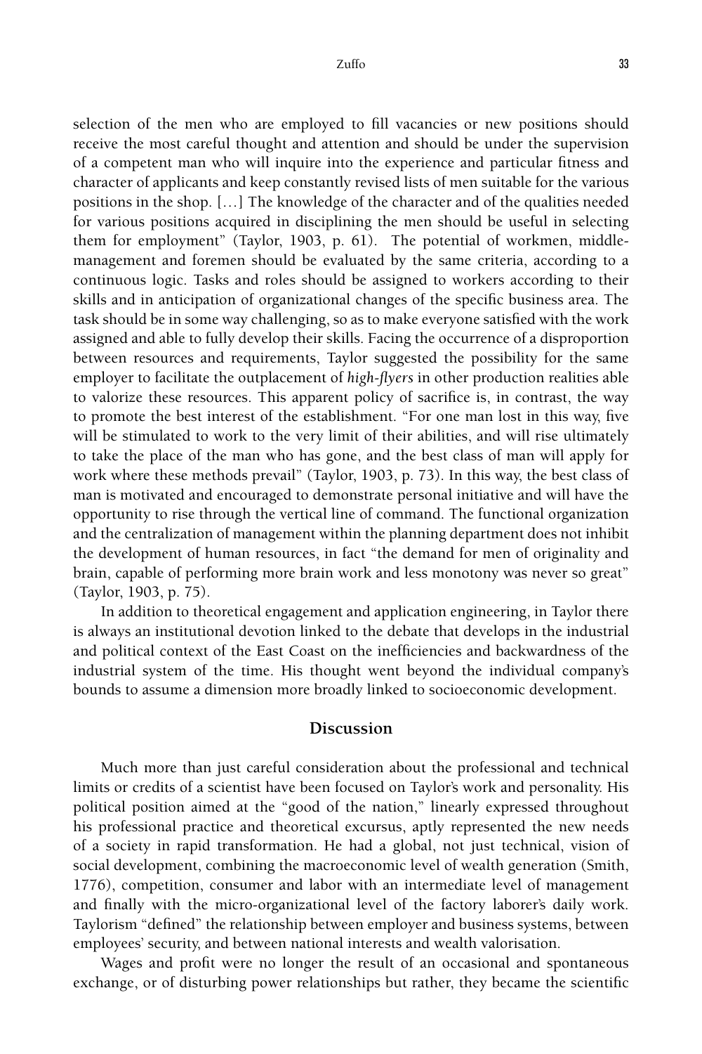selection of the men who are employed to fill vacancies or new positions should receive the most careful thought and attention and should be under the supervision of a competent man who will inquire into the experience and particular fitness and character of applicants and keep constantly revised lists of men suitable for the various positions in the shop. […] The knowledge of the character and of the qualities needed for various positions acquired in disciplining the men should be useful in selecting them for employment" (Taylor, 1903, p. 61). The potential of workmen, middle-management and foremen should be evaluated by the same criteria, according to a continuous logic. Tasks and roles should be assigned to workers according to their skills and in anticipation of organizational changes of the specific business area. The task should be in some way challenging, so as to make everyone satisfied with the work assigned and able to fully develop their skills. Facing the occurrence of a disproportion between resources and requirements, Taylor suggested the possibility for the same employer to facilitate the outplacement of *high-flyers* in other production realities able to valorize these resources. This apparent policy of sacrifice is, in contrast, the way to promote the best interest of the establishment. "For one man lost in this way, five will be stimulated to work to the very limit of their abilities, and will rise ultimately to take the place of the man who has gone, and the best class of man will apply for work where these methods prevail" (Taylor, 1903, p. 73). In this way, the best class of man is motivated and encouraged to demonstrate personal initiative and will have the opportunity to rise through the vertical line of command. The functional organization and the centralization of management within the planning department does not inhibit the development of human resources, in fact "the demand for men of originality and brain, capable of performing more brain work and less monotony was never so great" (Taylor, 1903, p. 75).

In addition to theoretical engagement and application engineering, in Taylor there is always an institutional devotion linked to the debate that develops in the industrial and political context of the East Coast on the inefficiencies and backwardness of the industrial system of the time. His thought went beyond the individual company's bounds to assume a dimension more broadly linked to socioeconomic development.

## Discussion

Much more than just careful consideration about the professional and technical limits or credits of a scientist have been focused on Taylor's work and personality. His political position aimed at the "good of the nation," linearly expressed throughout his professional practice and theoretical excursus, aptly represented the new needs of a society in rapid transformation. He had a global, not just technical, vision of social development, combining the macroeconomic level of wealth generation (Smith, 1776), competition, consumer and labor with an intermediate level of management and finally with the micro-organizational level of the factory laborer's daily work. Taylorism "defined" the relationship between employer and business systems, between employees' security, and between national interests and wealth valorisation.

Wages and profit were no longer the result of an occasional and spontaneous exchange, or of disturbing power relationships but rather, they became the scientific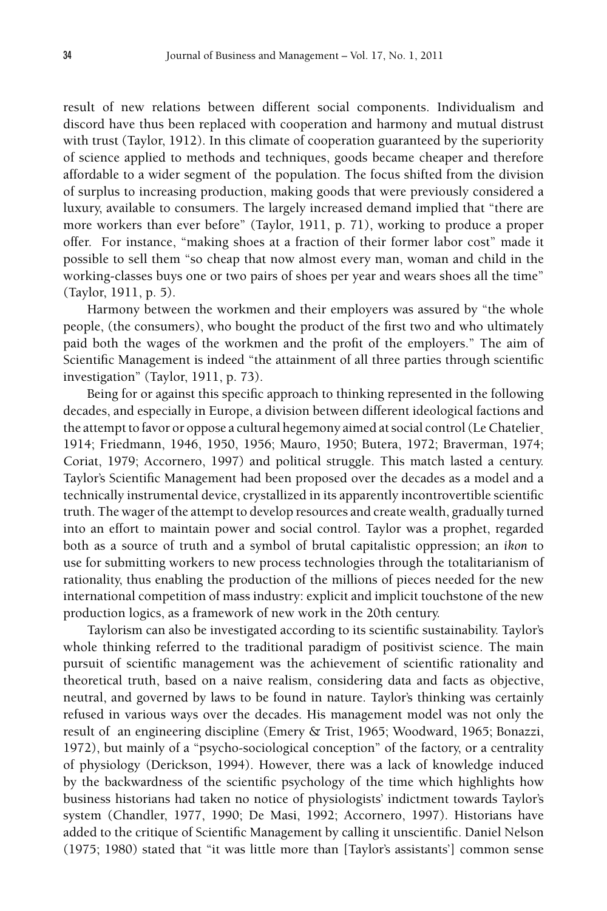result of new relations between different social components. Individualism and discord have thus been replaced with cooperation and harmony and mutual distrust with trust (Taylor, 1912). In this climate of cooperation guaranteed by the superiority of science applied to methods and techniques, goods became cheaper and therefore affordable to a wider segment of the population. The focus shifted from the division of surplus to increasing production, making goods that were previously considered a luxury, available to consumers. The largely increased demand implied that "there are more workers than ever before" (Taylor, 1911, p. 71), working to produce a proper offer. For instance, "making shoes at a fraction of their former labor cost" made it possible to sell them "so cheap that now almost every man, woman and child in the working-classes buys one or two pairs of shoes per year and wears shoes all the time" (Taylor, 1911, p. 5).

Harmony between the workmen and their employers was assured by "the whole people, (the consumers), who bought the product of the first two and who ultimately paid both the wages of the workmen and the profit of the employers." The aim of Scientific Management is indeed "the attainment of all three parties through scientific investigation" (Taylor, 1911, p. 73).

Being for or against this specific approach to thinking represented in the following decades, and especially in Europe, a division between different ideological factions and the attempt to favor or oppose a cultural hegemony aimed at social control (Le Chatelier, 1914; Friedmann, 1946, 1950, 1956; Mauro, 1950; Butera, 1972; Braverman, 1974; Coriat, 1979; Accornero, 1997) and political struggle. This match lasted a century. Taylor's Scientific Management had been proposed over the decades as a model and a technically instrumental device, crystallized in its apparently incontrovertible scientific truth. The wager of the attempt to develop resources and create wealth, gradually turned into an effort to maintain power and social control. Taylor was a prophet, regarded both as a source of truth and a symbol of brutal capitalistic oppression; an *ikon* to use for submitting workers to new process technologies through the totalitarianism of rationality, thus enabling the production of the millions of pieces needed for the new international competition of mass industry: explicit and implicit touchstone of the new production logics, as a framework of new work in the 20th century.

Taylorism can also be investigated according to its scientific sustainability. Taylor's whole thinking referred to the traditional paradigm of positivist science. The main pursuit of scientific management was the achievement of scientific rationality and theoretical truth, based on a naive realism, considering data and facts as objective, neutral, and governed by laws to be found in nature. Taylor's thinking was certainly refused in various ways over the decades. His management model was not only the result of an engineering discipline (Emery & Trist, 1965; Woodward, 1965; Bonazzi, 1972), but mainly of a "psycho-sociological conception" of the factory, or a centrality of physiology (Derickson, 1994). However, there was a lack of knowledge induced by the backwardness of the scientific psychology of the time which highlights how business historians had taken no notice of physiologists' indictment towards Taylor's system (Chandler, 1977, 1990; De Masi, 1992; Accornero, 1997). Historians have added to the critique of Scientific Management by calling it unscientific. Daniel Nelson (1975; 1980) stated that "it was little more than [Taylor's assistants'] common sense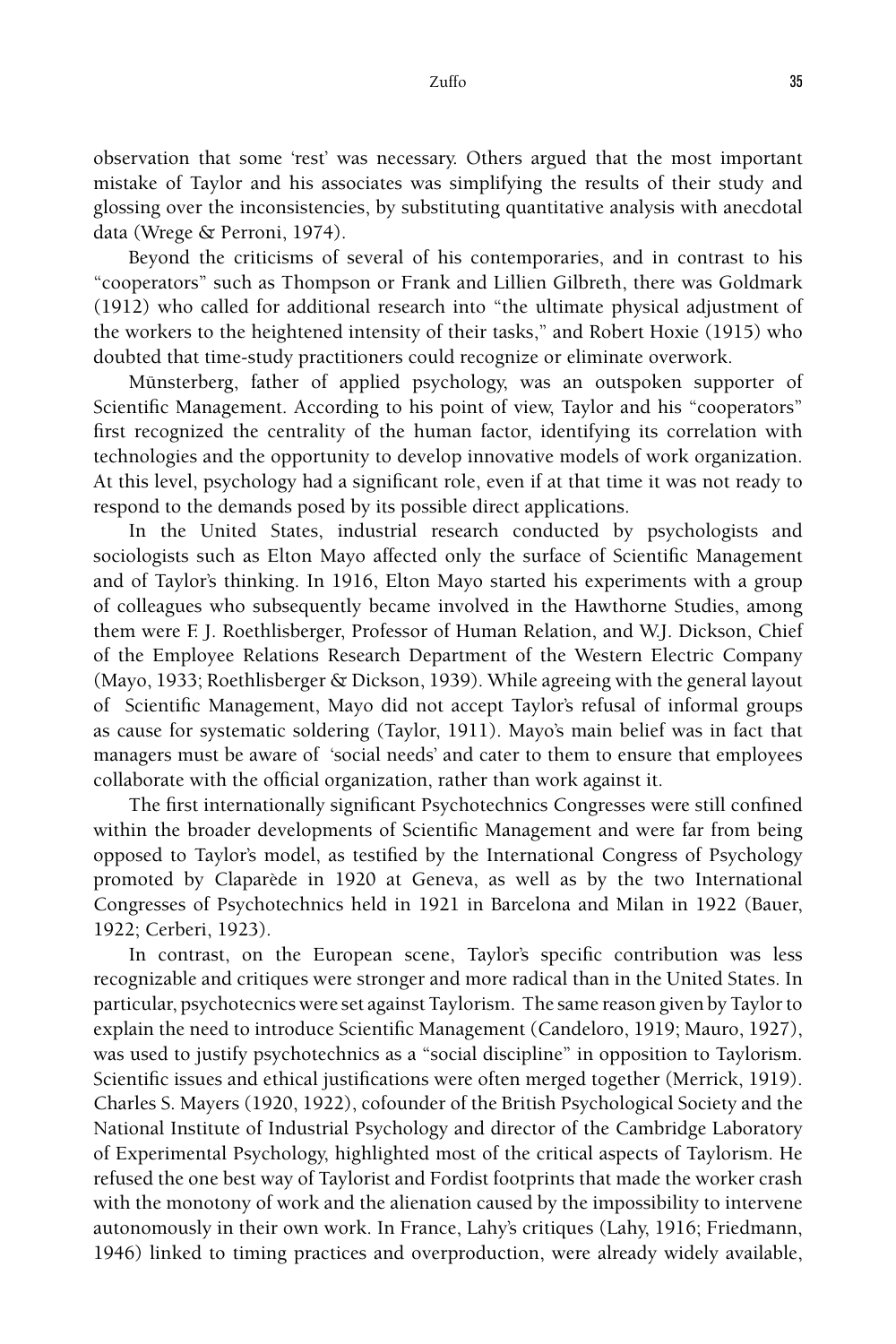observation that some 'rest' was necessary. Others argued that the most important mistake of Taylor and his associates was simplifying the results of their study and glossing over the inconsistencies, by substituting quantitative analysis with anecdotal data (Wrege & Perroni, 1974).

Beyond the criticisms of several of his contemporaries, and in contrast to his "cooperators" such as Thompson or Frank and Lillien Gilbreth, there was Goldmark (1912) who called for additional research into "the ultimate physical adjustment of the workers to the heightened intensity of their tasks," and Robert Hoxie (1915) who doubted that time-study practitioners could recognize or eliminate overwork.

Münsterberg, father of applied psychology, was an outspoken supporter of Scientific Management. According to his point of view, Taylor and his "cooperators" first recognized the centrality of the human factor, identifying its correlation with technologies and the opportunity to develop innovative models of work organization. At this level, psychology had a significant role, even if at that time it was not ready to respond to the demands posed by its possible direct applications.

In the United States, industrial research conducted by psychologists and sociologists such as Elton Mayo affected only the surface of Scientific Management and of Taylor's thinking. In 1916, Elton Mayo started his experiments with a group of colleagues who subsequently became involved in the Hawthorne Studies, among them were F. J. Roethlisberger, Professor of Human Relation, and W.J. Dickson, Chief of the Employee Relations Research Department of the Western Electric Company (Mayo, 1933; Roethlisberger & Dickson, 1939). While agreeing with the general layout of Scientific Management, Mayo did not accept Taylor's refusal of informal groups as cause for systematic soldering (Taylor, 1911). Mayo's main belief was in fact that managers must be aware of 'social needs' and cater to them to ensure that employees collaborate with the official organization, rather than work against it.

The first internationally significant Psychotechnics Congresses were still confined within the broader developments of Scientific Management and were far from being opposed to Taylor's model, as testified by the International Congress of Psychology promoted by Claparède in 1920 at Geneva, as well as by the two International Congresses of Psychotechnics held in 1921 in Barcelona and Milan in 1922 (Bauer, 1922; Cerberi, 1923).

In contrast, on the European scene, Taylor's specific contribution was less recognizable and critiques were stronger and more radical than in the United States. In particular, psychotecnics were set against Taylorism. The same reason given by Taylor to explain the need to introduce Scientific Management (Candeloro, 1919; Mauro, 1927), was used to justify psychotechnics as a "social discipline" in opposition to Taylorism. Scientific issues and ethical justifications were often merged together (Merrick, 1919). Charles S. Mayers (1920, 1922), cofounder of the British Psychological Society and the National Institute of Industrial Psychology and director of the Cambridge Laboratory of Experimental Psychology, highlighted most of the critical aspects of Taylorism. He refused the one best way of Taylorist and Fordist footprints that made the worker crash with the monotony of work and the alienation caused by the impossibility to intervene autonomously in their own work. In France, Lahy's critiques (Lahy, 1916; Friedmann, 1946) linked to timing practices and overproduction, were already widely available,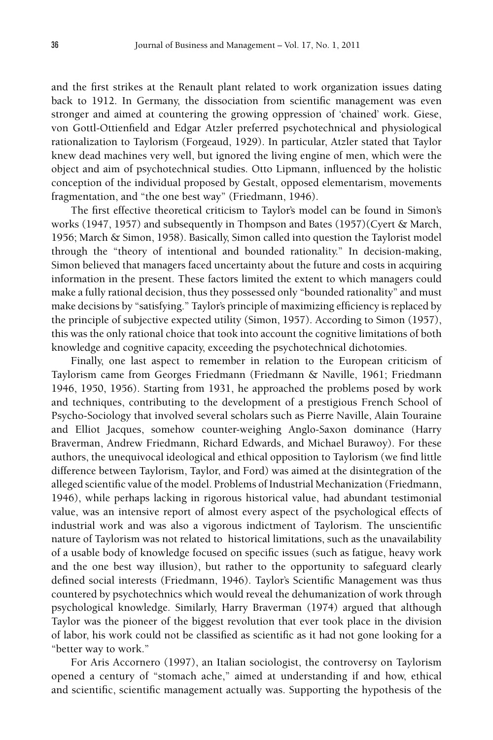and the first strikes at the Renault plant related to work organization issues dating back to 1912. In Germany, the dissociation from scientific management was even stronger and aimed at countering the growing oppression of 'chained' work. Giese, von Gottl-Ottienfield and Edgar Atzler preferred psychotechnical and physiological rationalization to Taylorism (Forgeaud, 1929). In particular, Atzler stated that Taylor knew dead machines very well, but ignored the living engine of men, which were the object and aim of psychotechnical studies. Otto Lipmann, influenced by the holistic conception of the individual proposed by Gestalt, opposed elementarism, movements fragmentation, and "the one best way" (Friedmann, 1946).

The first effective theoretical criticism to Taylor's model can be found in Simon's works (1947, 1957) and subsequently in Thompson and Bates (1957)(Cyert & March, 1956; March & Simon, 1958). Basically, Simon called into question the Taylorist model through the "theory of intentional and bounded rationality." In decision-making, Simon believed that managers faced uncertainty about the future and costs in acquiring information in the present. These factors limited the extent to which managers could make a fully rational decision, thus they possessed only "bounded rationality" and must make decisions by "satisfying." Taylor's principle of maximizing efficiency is replaced by the principle of subjective expected utility (Simon, 1957). According to Simon (1957), this was the only rational choice that took into account the cognitive limitations of both knowledge and cognitive capacity, exceeding the psychotechnical dichotomies.

Finally, one last aspect to remember in relation to the European criticism of Taylorism came from Georges Friedmann (Friedmann & Naville, 1961; Friedmann 1946, 1950, 1956). Starting from 1931, he approached the problems posed by work and techniques, contributing to the development of a prestigious French School of Psycho-Sociology that involved several scholars such as Pierre Naville, Alain Touraine and Elliot Jacques, somehow counter-weighing Anglo-Saxon dominance (Harry Braverman, Andrew Friedmann, Richard Edwards, and Michael Burawoy). For these authors, the unequivocal ideological and ethical opposition to Taylorism (we find little difference between Taylorism, Taylor, and Ford) was aimed at the disintegration of the alleged scientific value of the model. Problems of Industrial Mechanization (Friedmann, 1946), while perhaps lacking in rigorous historical value, had abundant testimonial value, was an intensive report of almost every aspect of the psychological effects of industrial work and was also a vigorous indictment of Taylorism. The unscientific nature of Taylorism was not related to historical limitations, such as the unavailability of a usable body of knowledge focused on specific issues (such as fatigue, heavy work and the one best way illusion), but rather to the opportunity to safeguard clearly defined social interests (Friedmann, 1946). Taylor's Scientific Management was thus countered by psychotechnics which would reveal the dehumanization of work through psychological knowledge. Similarly, Harry Braverman (1974) argued that although Taylor was the pioneer of the biggest revolution that ever took place in the division of labor, his work could not be classified as scientific as it had not gone looking for a "better way to work."

For Aris Accornero (1997), an Italian sociologist, the controversy on Taylorism opened a century of "stomach ache," aimed at understanding if and how, ethical and scientific, scientific management actually was. Supporting the hypothesis of the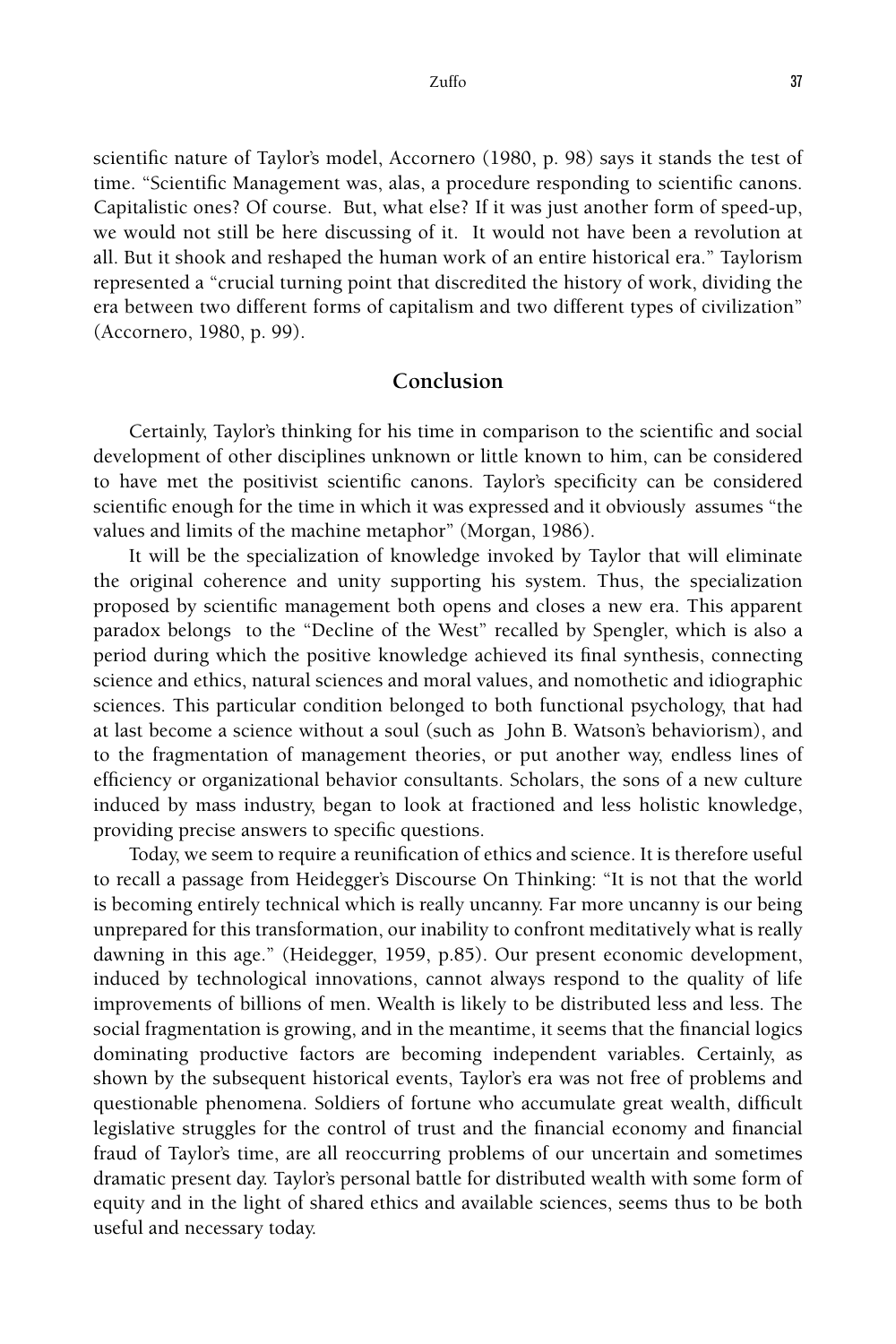scientific nature of Taylor's model, Accornero (1980, p. 98) says it stands the test of time. "Scientific Management was, alas, a procedure responding to scientific canons. Capitalistic ones? Of course. But, what else? If it was just another form of speed-up, we would not still be here discussing of it. It would not have been a revolution at all. But it shook and reshaped the human work of an entire historical era." Taylorism represented a "crucial turning point that discredited the history of work, dividing the era between two different forms of capitalism and two different types of civilization" (Accornero, 1980, p. 99).

## Conclusion

Certainly, Taylor's thinking for his time in comparison to the scientific and social development of other disciplines unknown or little known to him, can be considered to have met the positivist scientific canons. Taylor's specificity can be considered scientific enough for the time in which it was expressed and it obviously assumes "the values and limits of the machine metaphor" (Morgan, 1986).

It will be the specialization of knowledge invoked by Taylor that will eliminate the original coherence and unity supporting his system. Thus, the specialization proposed by scientific management both opens and closes a new era. This apparent paradox belongs to the "Decline of the West" recalled by Spengler, which is also a period during which the positive knowledge achieved its final synthesis, connecting science and ethics, natural sciences and moral values, and nomothetic and idiographic sciences. This particular condition belonged to both functional psychology, that had at last become a science without a soul (such as John B. Watson's behaviorism), and to the fragmentation of management theories, or put another way, endless lines of efficiency or organizational behavior consultants. Scholars, the sons of a new culture induced by mass industry, began to look at fractioned and less holistic knowledge, providing precise answers to specific questions.

Today, we seem to require a reunification of ethics and science. It is therefore useful to recall a passage from Heidegger's Discourse On Thinking: "It is not that the world is becoming entirely technical which is really uncanny. Far more uncanny is our being unprepared for this transformation, our inability to confront meditatively what is really dawning in this age." (Heidegger, 1959, p.85). Our present economic development, induced by technological innovations, cannot always respond to the quality of life improvements of billions of men. Wealth is likely to be distributed less and less. The social fragmentation is growing, and in the meantime, it seems that the financial logics dominating productive factors are becoming independent variables. Certainly, as shown by the subsequent historical events, Taylor's era was not free of problems and questionable phenomena. Soldiers of fortune who accumulate great wealth, difficult legislative struggles for the control of trust and the financial economy and financial fraud of Taylor's time, are all reoccurring problems of our uncertain and sometimes dramatic present day. Taylor's personal battle for distributed wealth with some form of equity and in the light of shared ethics and available sciences, seems thus to be both useful and necessary today.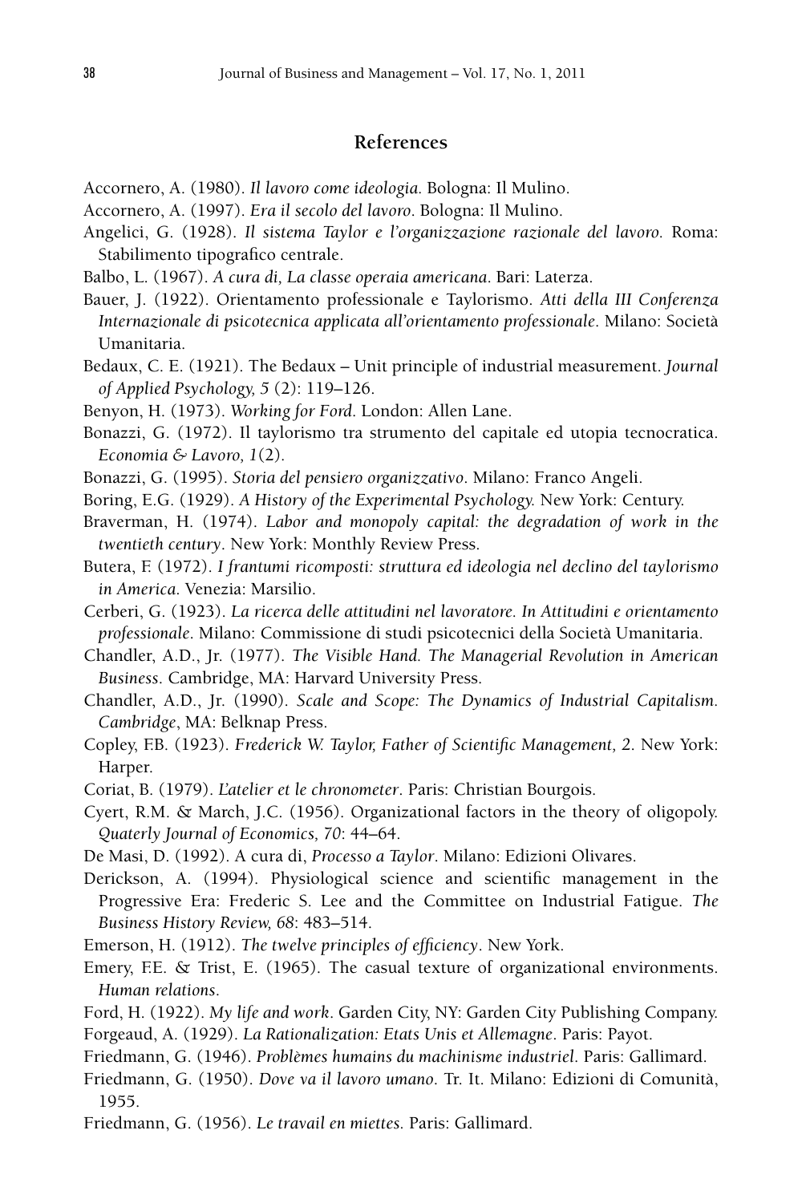## References

Accornero, A. (1980). *Il lavoro come ideologia*. Bologna: Il Mulino.

Accornero, A. (1997). *Era il secolo del lavoro*. Bologna: Il Mulino.

Angelici, G. (1928). *Il sistema Taylor e l'organizzazione razionale del lavoro*. Roma: Stabilimento tipografico centrale.

Balbo, L. (1967). *A cura di, La classe operaia americana*. Bari: Laterza.

Bauer, J. (1922). Orientamento professionale e Taylorismo. *Atti della III Conferenza Internazionale di psicotecnica applicata all'orientamento professionale*. Milano: Società Umanitaria.

Bedaux, C. E. (1921). The Bedaux – Unit principle of industrial measurement. *Journal of Applied Psychology, 5* (2): 119–126.

Benyon, H. (1973). *Working for Ford*. London: Allen Lane.

Bonazzi, G. (1972). Il taylorismo tra strumento del capitale ed utopia tecnocratica. *Economia & Lavoro, 1*(2).

Bonazzi, G. (1995). *Storia del pensiero organizzativo*. Milano: Franco Angeli.

Boring, E.G. (1929). *A History of the Experimental Psychology.* New York: Century.

Braverman, H. (1974). *Labor and monopoly capital: the degradation of work in the twentieth century*. New York: Monthly Review Press.

Butera, F. (1972). *I frantumi ricomposti: struttura ed ideologia nel declino del taylorismo in America*. Venezia: Marsilio.

Cerberi, G. (1923). *La ricerca delle attitudini nel lavoratore. In Attitudini e orientamento professionale*. Milano: Commissione di studi psicotecnici della Società Umanitaria.

Chandler, A.D., Jr. (1977). *The Visible Hand. The Managerial Revolution in American Business*. Cambridge, MA: Harvard University Press.

Chandler, A.D., Jr. (1990). *Scale and Scope: The Dynamics of Industrial Capitalism. Cambridge*, MA: Belknap Press.

Copley, F.B. (1923). *Frederick W. Taylor, Father of Scientific Management, 2*. New York: Harper.

Coriat, B. (1979). *L'atelier et le chronometer*. Paris: Christian Bourgois.

Cyert, R.M. & March, J.C. (1956). Organizational factors in the theory of oligopoly. *Quaterly Journal of Economics, 70*: 44–64.

De Masi, D. (1992). A cura di, *Processo a Taylor*. Milano: Edizioni Olivares.

Derickson, A. (1994). Physiological science and scientific management in the Progressive Era: Frederic S. Lee and the Committee on Industrial Fatigue. *The Business History Review, 68*: 483–514.

Emerson, H. (1912). *The twelve principles of efficiency*. New York.

Emery, F.E. & Trist, E. (1965). The casual texture of organizational environments. *Human relations*.

Ford, H. (1922). *My life and work*. Garden City, NY: Garden City Publishing Company.

Forgeaud, A. (1929). *La Rationalization: Etats Unis et Allemagne*. Paris: Payot.

Friedmann, G. (1946). *Problèmes humains du machinisme industriel*. Paris: Gallimard.

Friedmann, G. (1950). *Dove va il lavoro umano*. Tr. It. Milano: Edizioni di Comunità, 1955.

Friedmann, G. (1956). *Le travail en miettes*. Paris: Gallimard.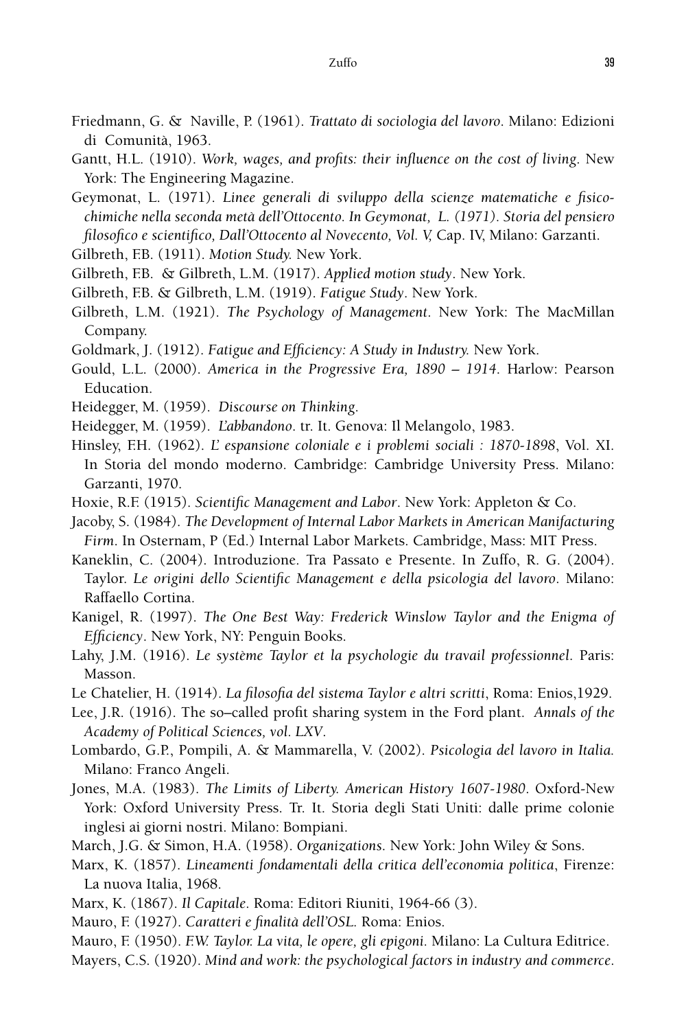Friedmann, G. & Naville, P. (1961). *Trattato di sociologia del lavoro*. Milano: Edizioni di Comunità, 1963.

Gantt, H.L. (1910). *Work, wages, and profits: their influence on the cost of living*. New York: The Engineering Magazine.

Geymonat, L. (1971). *Linee generali di sviluppo della scienze matematiche e fisico-chimiche nella seconda metà dell'Ottocento. In Geymonat, L. (1971). Storia del pensiero filosofico e scientifico, Dall'Ottocento al Novecento, Vol. V,* Cap. IV, Milano: Garzanti.

Gilbreth, F.B. (1911). *Motion Study.* New York.

Gilbreth, F.B. & Gilbreth, L.M. (1917). *Applied motion study*. New York.

Gilbreth, F.B. & Gilbreth, L.M. (1919). *Fatigue Study*. New York.

Gilbreth, L.M. (1921). *The Psychology of Management*. New York: The MacMillan Company.

Goldmark, J. (1912). *Fatigue and Efficiency: A Study in Industry.* New York.

Gould, L.L. (2000). *America in the Progressive Era, 1890 – 1914*. Harlow: Pearson Education.

Heidegger, M. (1959). *Discourse on Thinking*.

Heidegger, M. (1959). *L'abbandono*. tr. It. Genova: Il Melangolo, 1983.

Hinsley, F.H. (1962). *L' espansione coloniale e i problemi sociali : 1870-1898*, Vol. XI. In Storia del mondo moderno. Cambridge: Cambridge University Press. Milano: Garzanti, 1970.

Hoxie, R.F. (1915). *Scientific Management and Labor*. New York: Appleton & Co.

Jacoby, S. (1984). *The Development of Internal Labor Markets in American Manifacturing Firm*. In Osternam, P (Ed.) Internal Labor Markets. Cambridge, Mass: MIT Press.

Kaneklin, C. (2004). Introduzione. Tra Passato e Presente. In Zuffo, R. G. (2004). Taylor. *Le origini dello Scientific Management e della psicologia del lavoro*. Milano: Raffaello Cortina.

Kanigel, R. (1997). *The One Best Way: Frederick Winslow Taylor and the Enigma of Efficiency*. New York, NY: Penguin Books.

Lahy, J.M. (1916). *Le système Taylor et la psychologie du travail professionnel*. Paris: Masson.

Le Chatelier, H. (1914). *La filosofia del sistema Taylor e altri scritti*, Roma: Enios,1929.

Lee, J.R. (1916). The so–called profit sharing system in the Ford plant. *Annals of the Academy of Political Sciences, vol. LXV*.

Lombardo, G.P., Pompili, A. & Mammarella, V. (2002). *Psicologia del lavoro in Italia.* Milano: Franco Angeli.

Jones, M.A. (1983). *The Limits of Liberty. American History 1607-1980*. Oxford-New York: Oxford University Press. Tr. It. Storia degli Stati Uniti: dalle prime colonie inglesi ai giorni nostri. Milano: Bompiani.

March, J.G. & Simon, H.A. (1958). *Organizations*. New York: John Wiley & Sons.

Marx, K. (1857). *Lineamenti fondamentali della critica dell'economia politica*, Firenze: La nuova Italia, 1968.

Marx, K. (1867). *Il Capitale*. Roma: Editori Riuniti, 1964-66 (3).

Mauro, F. (1927). *Caratteri e finalità dell'OSL.* Roma: Enios.

Mauro, F. (1950). *F.W. Taylor. La vita, le opere, gli epigoni.* Milano: La Cultura Editrice.

Mayers, C.S. (1920). *Mind and work: the psychological factors in industry and commerce*.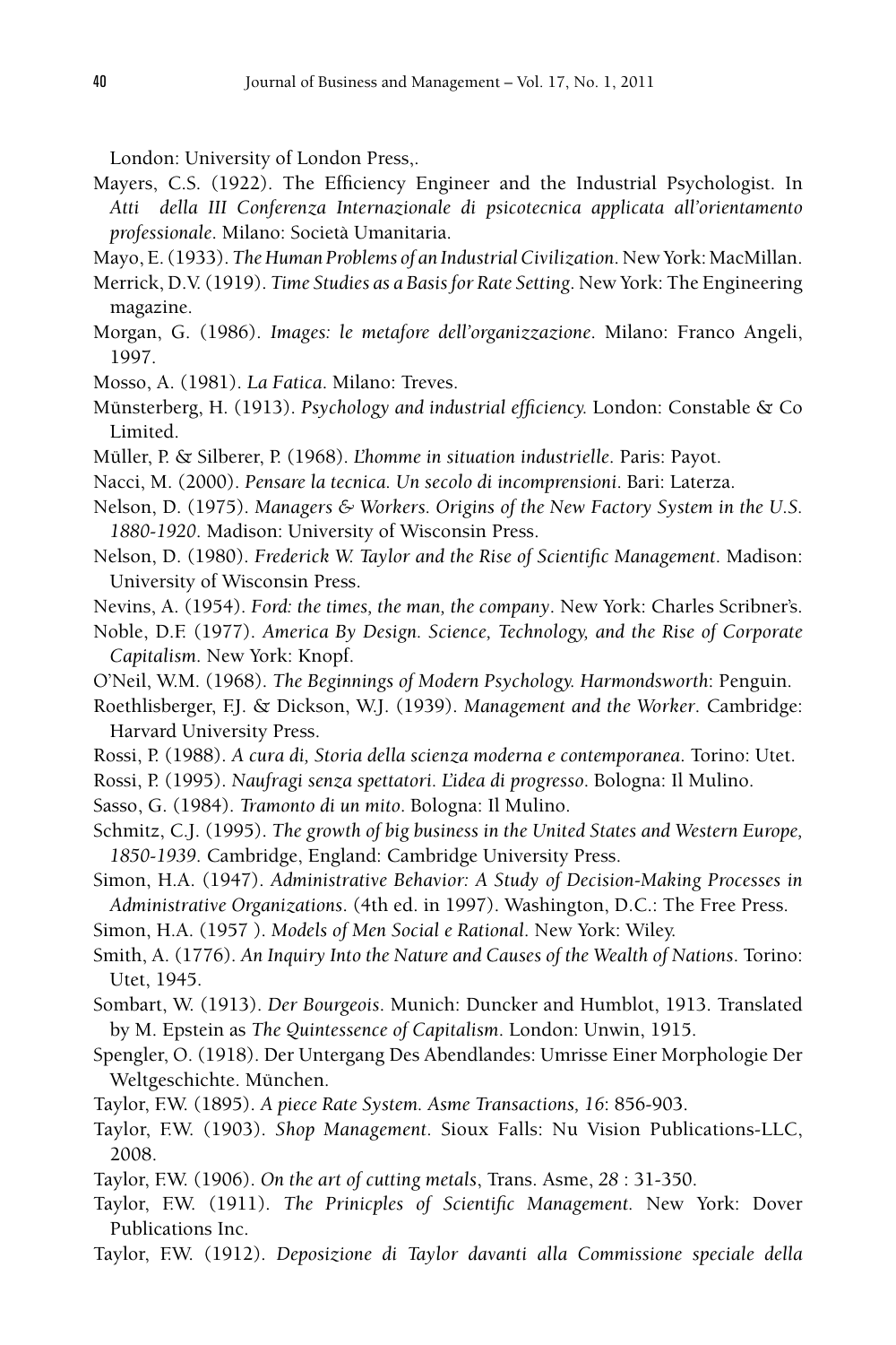London: University of London Press,.

Mayers, C.S. (1922). The Efficiency Engineer and the Industrial Psychologist. In *Atti della III Conferenza Internazionale di psicotecnica applicata all'orientamento professionale*. Milano: Società Umanitaria.

Mayo, E. (1933). *The Human Problems of an Industrial Civilization*. New York: MacMillan.

Merrick, D.V. (1919). *Time Studies as a Basis for Rate Setting*. New York: The Engineering magazine.

Morgan, G. (1986). *Images: le metafore dell'organizzazione*. Milano: Franco Angeli, 1997.

Mosso, A. (1981). *La Fatica*. Milano: Treves.

Münsterberg, H. (1913). *Psychology and industrial efficiency.* London: Constable & Co Limited.

Müller, P. & Silberer, P. (1968). *L'homme in situation industrielle*. Paris: Payot.

Nacci, M. (2000). *Pensare la tecnica. Un secolo di incomprensioni*. Bari: Laterza.

Nelson, D. (1975). *Managers & Workers. Origins of the New Factory System in the U.S. 1880-1920*. Madison: University of Wisconsin Press.

Nelson, D. (1980). *Frederick W. Taylor and the Rise of Scientific Management*. Madison: University of Wisconsin Press.

Nevins, A. (1954). *Ford: the times, the man, the company*. New York: Charles Scribner's.

Noble, D.F. (1977). *America By Design. Science, Technology, and the Rise of Corporate Capitalism*. New York: Knopf.

O'Neil, W.M. (1968). *The Beginnings of Modern Psychology. Harmondsworth*: Penguin.

Roethlisberger, F.J. & Dickson, W.J. (1939). *Management and the Worker*. Cambridge: Harvard University Press.

Rossi, P. (1988). *A cura di, Storia della scienza moderna e contemporanea*. Torino: Utet.

Rossi, P. (1995). *Naufragi senza spettatori. L'idea di progresso*. Bologna: Il Mulino.

Sasso, G. (1984). *Tramonto di un mito*. Bologna: Il Mulino.

Schmitz, C.J. (1995). *The growth of big business in the United States and Western Europe, 1850-1939.* Cambridge, England: Cambridge University Press.

Simon, H.A. (1947). *Administrative Behavior: A Study of Decision-Making Processes in Administrative Organizations*. (4th ed. in 1997). Washington, D.C.: The Free Press.

Simon, H.A. (1957 ). *Models of Men Social e Rational*. New York: Wiley.

Smith, A. (1776). *An Inquiry Into the Nature and Causes of the Wealth of Nations*. Torino: Utet, 1945.

Sombart, W. (1913). *Der Bourgeois*. Munich: Duncker and Humblot, 1913. Translated by M. Epstein as *The Quintessence of Capitalism*. London: Unwin, 1915.

Spengler, O. (1918). Der Untergang Des Abendlandes: Umrisse Einer Morphologie Der Weltgeschichte. München.

Taylor, F.W. (1895). *A piece Rate System. Asme Transactions, 16*: 856-903.

Taylor, F.W. (1903). *Shop Management*. Sioux Falls: Nu Vision Publications-LLC, 2008.

Taylor, F.W. (1906). *On the art of cutting metals*, Trans. Asme, *28* : 31-350.

Taylor, F.W. (1911). *The Prinicples of Scientific Management*. New York: Dover Publications Inc.

Taylor, F.W. (1912). *Deposizione di Taylor davanti alla Commissione speciale della*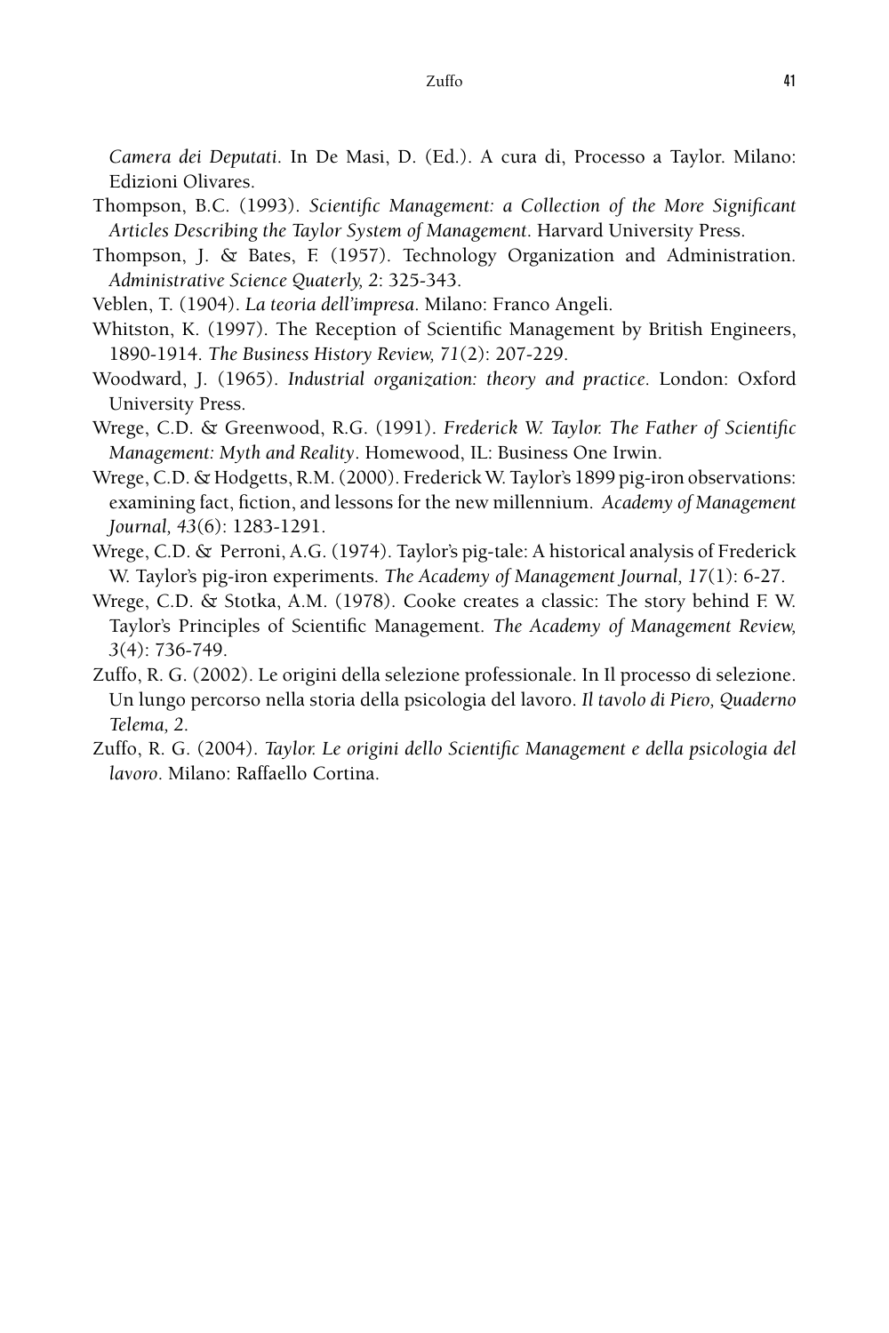*Camera dei Deputati*. In De Masi, D. (Ed.). A cura di, Processo a Taylor. Milano: Edizioni Olivares.

Thompson, B.C. (1993). *Scientific Management: a Collection of the More Significant Articles Describing the Taylor System of Management*. Harvard University Press.

Thompson, J. & Bates, F. (1957). Technology Organization and Administration. *Administrative Science Quaterly, 2*: 325-343.

Veblen, T. (1904). *La teoria dell'impresa*. Milano: Franco Angeli.

Whitston, K. (1997). The Reception of Scientific Management by British Engineers, 1890-1914. *The Business History Review, 71*(2): 207-229.

Woodward, J. (1965). *Industrial organization: theory and practice*. London: Oxford University Press.

Wrege, C.D. & Greenwood, R.G. (1991). *Frederick W. Taylor. The Father of Scientific Management: Myth and Reality*. Homewood, IL: Business One Irwin.

Wrege, C.D. & Hodgetts, R.M. (2000). Frederick W. Taylor's 1899 pig-iron observations: examining fact, fiction, and lessons for the new millennium. *Academy of Management Journal, 43*(6): 1283-1291.

Wrege, C.D. & Perroni, A.G. (1974). Taylor's pig-tale: A historical analysis of Frederick W. Taylor's pig-iron experiments. *The Academy of Management Journal, 17*(1): 6-27.

Wrege, C.D. & Stotka, A.M. (1978). Cooke creates a classic: The story behind F. W. Taylor's Principles of Scientific Management. *The Academy of Management Review, 3*(4): 736-749.

Zuffo, R. G. (2002). Le origini della selezione professionale. In Il processo di selezione. Un lungo percorso nella storia della psicologia del lavoro. *Il tavolo di Piero, Quaderno Telema, 2*.

Zuffo, R. G. (2004). *Taylor. Le origini dello Scientific Management e della psicologia del lavoro*. Milano: Raffaello Cortina.